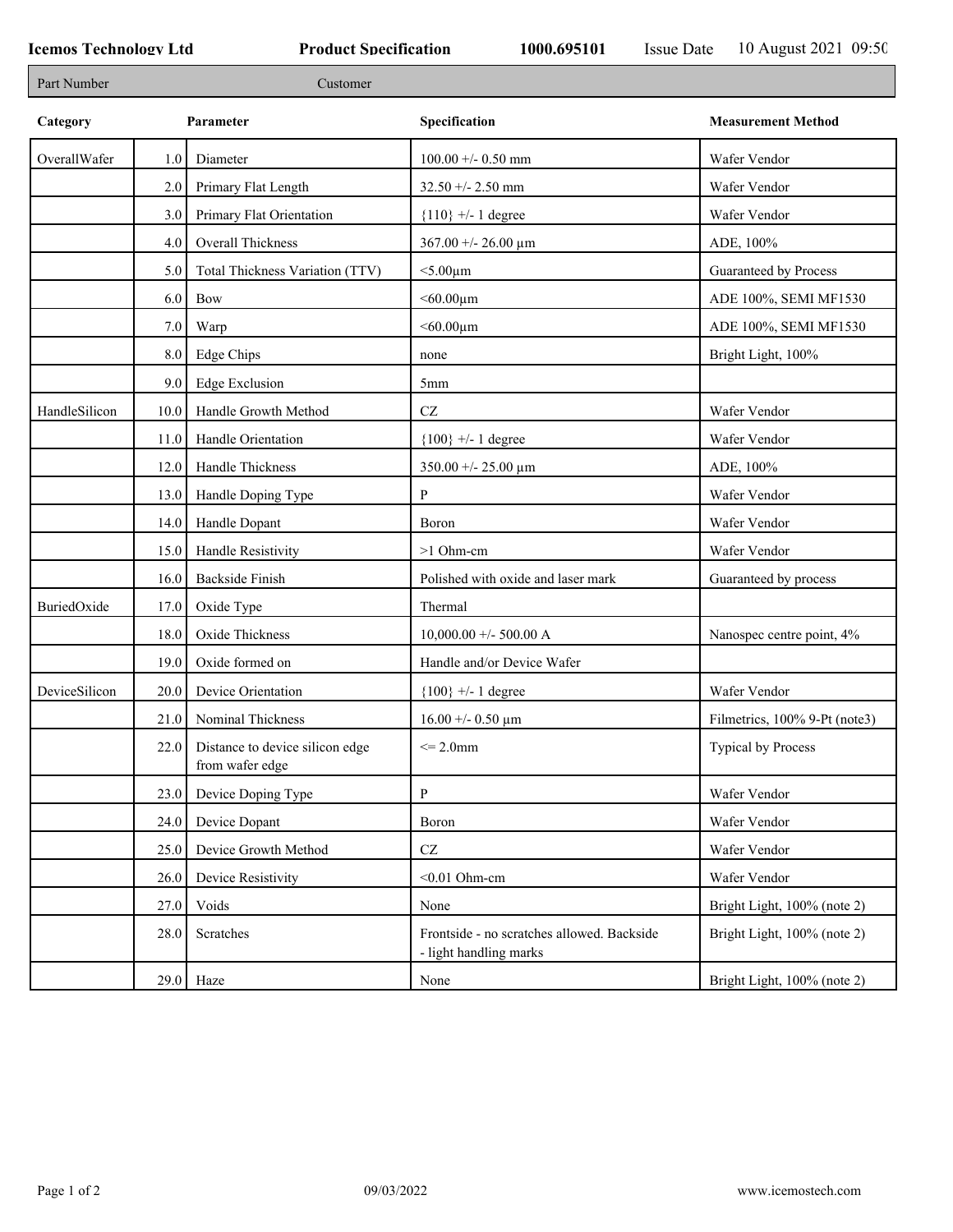**Icemos Technology Ltd** **Product Specification** **1000.695101** Issue Date 10 August 2021 09:50

| Part Number | Customer |
|---|---|

| Category | | Parameter | Specification | Measurement Method |
|---|---|---|---|---|
| OverallWafer | 1.0 | Diameter | 100.00 +/- 0.50 mm | Wafer Vendor |
| | 2.0 | Primary Flat Length | 32.50 +/- 2.50 mm | Wafer Vendor |
| | 3.0 | Primary Flat Orientation | {110} +/- 1 degree | Wafer Vendor |
| | 4.0 | Overall Thickness | 367.00 +/- 26.00 µm | ADE, 100% |
| | 5.0 | Total Thickness Variation (TTV) | <5.00µm | Guaranteed by Process |
| | 6.0 | Bow | <60.00µm | ADE 100%, SEMI MF1530 |
| | 7.0 | Warp | <60.00µm | ADE 100%, SEMI MF1530 |
| | 8.0 | Edge Chips | none | Bright Light, 100% |
| | 9.0 | Edge Exclusion | 5mm | |
| HandleSilicon | 10.0 | Handle Growth Method | CZ | Wafer Vendor |
| | 11.0 | Handle Orientation | {100} +/- 1 degree | Wafer Vendor |
| | 12.0 | Handle Thickness | 350.00 +/- 25.00 µm | ADE, 100% |
| | 13.0 | Handle Doping Type | P | Wafer Vendor |
| | 14.0 | Handle Dopant | Boron | Wafer Vendor |
| | 15.0 | Handle Resistivity | >1 Ohm-cm | Wafer Vendor |
| | 16.0 | Backside Finish | Polished with oxide and laser mark | Guaranteed by process |
| BuriedOxide | 17.0 | Oxide Type | Thermal | |
| | 18.0 | Oxide Thickness | 10,000.00 +/- 500.00 A | Nanospec centre point, 4% |
| | 19.0 | Oxide formed on | Handle and/or Device Wafer | |
| DeviceSilicon | 20.0 | Device Orientation | {100} +/- 1 degree | Wafer Vendor |
| | 21.0 | Nominal Thickness | 16.00 +/- 0.50 µm | Filmetrics, 100% 9-Pt (note3) |
| | 22.0 | Distance to device silicon edge from wafer edge | <= 2.0mm | Typical by Process |
| | 23.0 | Device Doping Type | P | Wafer Vendor |
| | 24.0 | Device Dopant | Boron | Wafer Vendor |
| | 25.0 | Device Growth Method | CZ | Wafer Vendor |
| | 26.0 | Device Resistivity | <0.01 Ohm-cm | Wafer Vendor |
| | 27.0 | Voids | None | Bright Light, 100% (note 2) |
| | 28.0 | Scratches | Frontside - no scratches allowed. Backside - light handling marks | Bright Light, 100% (note 2) |
| | 29.0 | Haze | None | Bright Light, 100% (note 2) |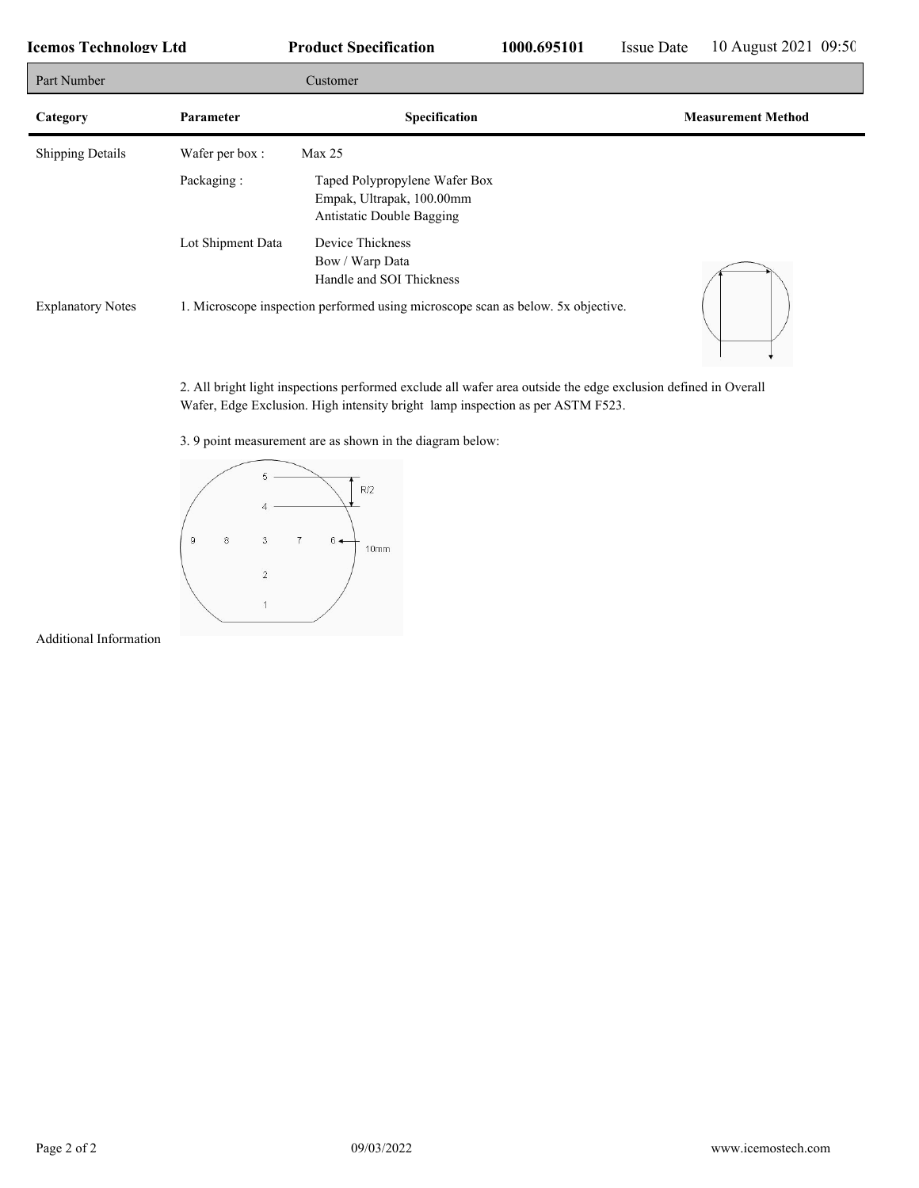| Part Number | Customer | | |
|---|---|---|---|
| **Category** | **Parameter** | **Specification** | **Measurement Method** |
| Shipping Details | Wafer per box : | Max 25 | |
| | Packaging : | Taped Polypropylene Wafer Box<br>Empak, Ultrapak, 100.00mm<br>Antistatic Double Bagging | |
| | Lot Shipment Data | Device Thickness<br>Bow / Warp Data<br>Handle and SOI Thickness | |
| Explanatory Notes | 1. Microscope inspection performed using microscope scan as below. 5x objective. | | |

2. All bright light inspections performed exclude all wafer area outside the edge exclusion defined in Overall Wafer, Edge Exclusion. High intensity bright lamp inspection as per ASTM F523.

3. 9 point measurement are as shown in the diagram below:

5
R/2
4
9 8 3 7 6
10mm
2
1

Additional Information